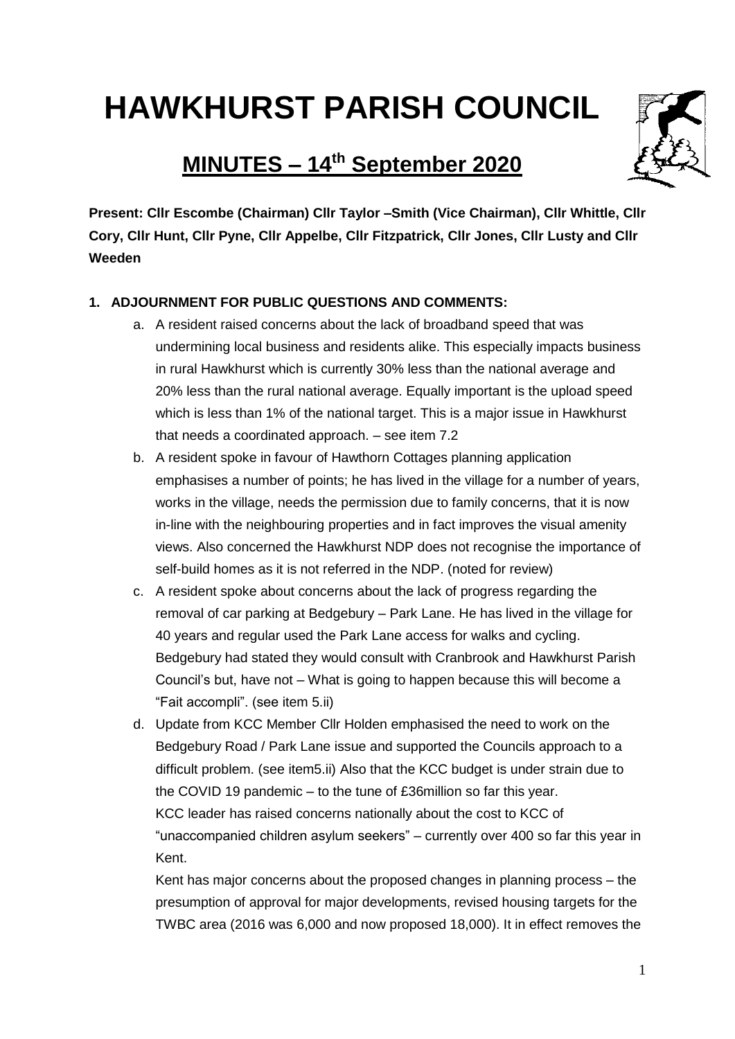# HAWKHURST PARISH COUNCIL

## MINUTES – 14th September 2020

**Present: Cllr Escombe (Chairman) Cllr Taylor –Smith (Vice Chairman), Cllr Whittle, Cllr Cory, Cllr Hunt, Cllr Pyne, Cllr Appelbe, Cllr Fitzpatrick, Cllr Jones, Cllr Lusty and Cllr Weeden**

**1. ADJOURNMENT FOR PUBLIC QUESTIONS AND COMMENTS:**

a. A resident raised concerns about the lack of broadband speed that was undermining local business and residents alike. This especially impacts business in rural Hawkhurst which is currently 30% less than the national average and 20% less than the rural national average. Equally important is the upload speed which is less than 1% of the national target. This is a major issue in Hawkhurst that needs a coordinated approach. – see item 7.2

b. A resident spoke in favour of Hawthorn Cottages planning application emphasises a number of points; he has lived in the village for a number of years, works in the village, needs the permission due to family concerns, that it is now in-line with the neighbouring properties and in fact improves the visual amenity views. Also concerned the Hawkhurst NDP does not recognise the importance of self-build homes as it is not referred in the NDP. (noted for review)

c. A resident spoke about concerns about the lack of progress regarding the removal of car parking at Bedgebury – Park Lane. He has lived in the village for 40 years and regular used the Park Lane access for walks and cycling. Bedgebury had stated they would consult with Cranbrook and Hawkhurst Parish Council's but, have not – What is going to happen because this will become a "Fait accompli". (see item 5.ii)

d. Update from KCC Member Cllr Holden emphasised the need to work on the Bedgebury Road / Park Lane issue and supported the Councils approach to a difficult problem. (see item5.ii) Also that the KCC budget is under strain due to the COVID 19 pandemic – to the tune of £36million so far this year.
KCC leader has raised concerns nationally about the cost to KCC of "unaccompanied children asylum seekers" – currently over 400 so far this year in Kent.
Kent has major concerns about the proposed changes in planning process – the presumption of approval for major developments, revised housing targets for the TWBC area (2016 was 6,000 and now proposed 18,000). It in effect removes the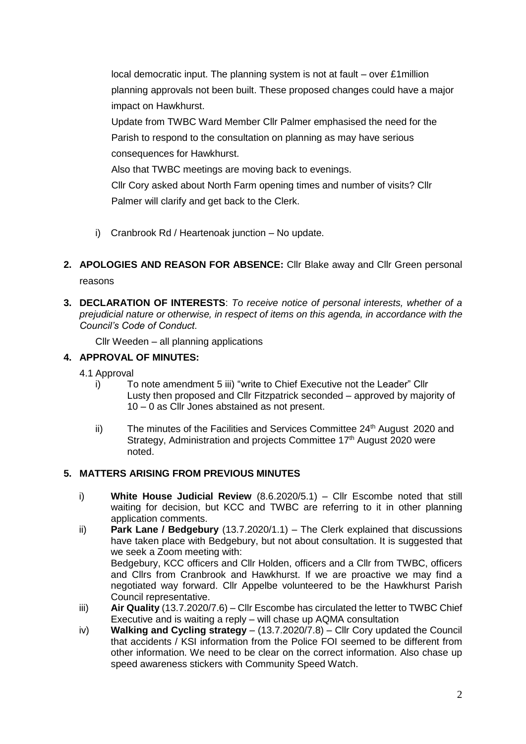local democratic input. The planning system is not at fault – over £1million planning approvals not been built. These proposed changes could have a major impact on Hawkhurst.

Update from TWBC Ward Member Cllr Palmer emphasised the need for the Parish to respond to the consultation on planning as may have serious consequences for Hawkhurst.

Also that TWBC meetings are moving back to evenings.

Cllr Cory asked about North Farm opening times and number of visits? Cllr Palmer will clarify and get back to the Clerk.

i) Cranbrook Rd / Heartenoak junction – No update.

**2. APOLOGIES AND REASON FOR ABSENCE:** Cllr Blake away and Cllr Green personal reasons

**3. DECLARATION OF INTERESTS**: *To receive notice of personal interests, whether of a prejudicial nature or otherwise, in respect of items on this agenda, in accordance with the Council's Code of Conduct.*

Cllr Weeden – all planning applications

**4. APPROVAL OF MINUTES:**

4.1 Approval

i) To note amendment 5 iii) "write to Chief Executive not the Leader" Cllr Lusty then proposed and Cllr Fitzpatrick seconded – approved by majority of 10 – 0 as Cllr Jones abstained as not present.

ii) The minutes of the Facilities and Services Committee 24th August 2020 and Strategy, Administration and projects Committee 17th August 2020 were noted.

**5. MATTERS ARISING FROM PREVIOUS MINUTES**

i) **White House Judicial Review** (8.6.2020/5.1) – Cllr Escombe noted that still waiting for decision, but KCC and TWBC are referring to it in other planning application comments.

ii) **Park Lane / Bedgebury** (13.7.2020/1.1) – The Clerk explained that discussions have taken place with Bedgebury, but not about consultation. It is suggested that we seek a Zoom meeting with:
Bedgebury, KCC officers and Cllr Holden, officers and a Cllr from TWBC, officers and Cllrs from Cranbrook and Hawkhurst. If we are proactive we may find a negotiated way forward. Cllr Appelbe volunteered to be the Hawkhurst Parish Council representative.

iii) **Air Quality** (13.7.2020/7.6) – Cllr Escombe has circulated the letter to TWBC Chief Executive and is waiting a reply – will chase up AQMA consultation

iv) **Walking and Cycling strategy** – (13.7.2020/7.8) – Cllr Cory updated the Council that accidents / KSI information from the Police FOI seemed to be different from other information. We need to be clear on the correct information. Also chase up speed awareness stickers with Community Speed Watch.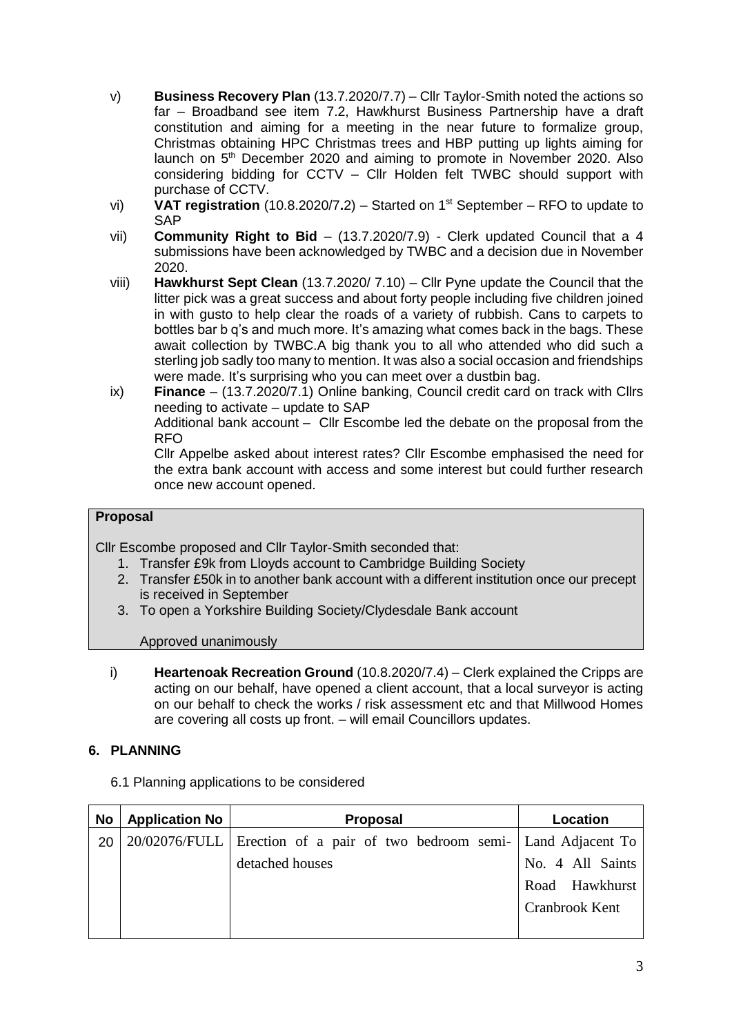v) **Business Recovery Plan** (13.7.2020/7.7) – Cllr Taylor-Smith noted the actions so far – Broadband see item 7.2, Hawkhurst Business Partnership have a draft constitution and aiming for a meeting in the near future to formalize group, Christmas obtaining HPC Christmas trees and HBP putting up lights aiming for launch on 5th December 2020 and aiming to promote in November 2020. Also considering bidding for CCTV – Cllr Holden felt TWBC should support with purchase of CCTV.

vi) **VAT registration** (10.8.2020/7**.**2) – Started on 1st September – RFO to update to SAP

vii) **Community Right to Bid** – (13.7.2020/7.9) - Clerk updated Council that a 4 submissions have been acknowledged by TWBC and a decision due in November 2020.

viii) **Hawkhurst Sept Clean** (13.7.2020/ 7.10) – Cllr Pyne update the Council that the litter pick was a great success and about forty people including five children joined in with gusto to help clear the roads of a variety of rubbish. Cans to carpets to bottles bar b q's and much more. It's amazing what comes back in the bags. These await collection by TWBC.A big thank you to all who attended who did such a sterling job sadly too many to mention. It was also a social occasion and friendships were made. It's surprising who you can meet over a dustbin bag.

ix) **Finance** – (13.7.2020/7.1) Online banking, Council credit card on track with Cllrs needing to activate – update to SAP
Additional bank account – Cllr Escombe led the debate on the proposal from the RFO
Cllr Appelbe asked about interest rates? Cllr Escombe emphasised the need for the extra bank account with access and some interest but could further research once new account opened.

**Proposal**

Cllr Escombe proposed and Cllr Taylor-Smith seconded that:

1. Transfer £9k from Lloyds account to Cambridge Building Society
2. Transfer £50k in to another bank account with a different institution once our precept is received in September
3. To open a Yorkshire Building Society/Clydesdale Bank account

Approved unanimously

i) **Heartenoak Recreation Ground** (10.8.2020/7.4) – Clerk explained the Cripps are acting on our behalf, have opened a client account, that a local surveyor is acting on our behalf to check the works / risk assessment etc and that Millwood Homes are covering all costs up front. – will email Councillors updates.

## 6. PLANNING

6.1 Planning applications to be considered

| No | Application No | Proposal | Location |
|---|---|---|---|
| 20 | 20/02076/FULL | Erection of a pair of two bedroom semi-detached houses | Land Adjacent To No. 4 All Saints Road Hawkhurst Cranbrook Kent |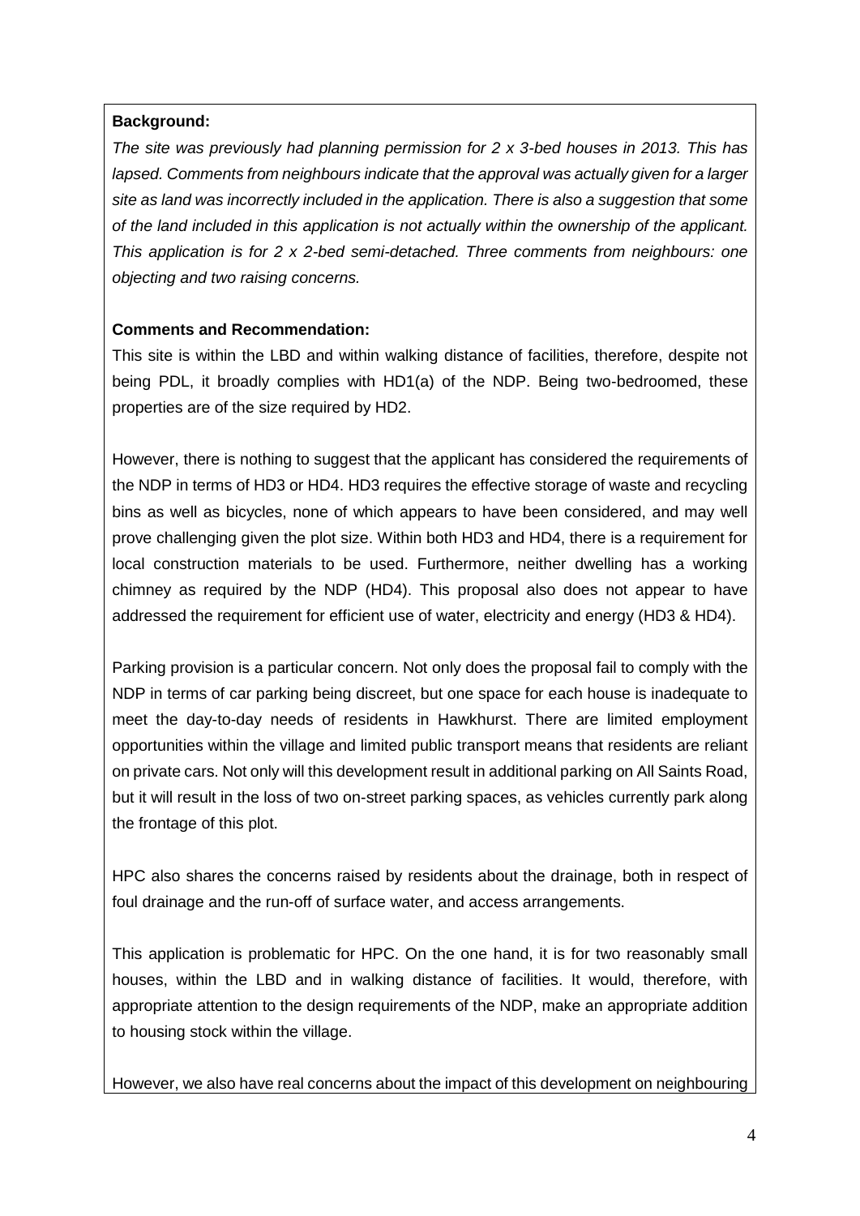**Background:**

*The site was previously had planning permission for 2 x 3-bed houses in 2013. This has lapsed. Comments from neighbours indicate that the approval was actually given for a larger site as land was incorrectly included in the application. There is also a suggestion that some of the land included in this application is not actually within the ownership of the applicant. This application is for 2 x 2-bed semi-detached. Three comments from neighbours: one objecting and two raising concerns.*

**Comments and Recommendation:**

This site is within the LBD and within walking distance of facilities, therefore, despite not being PDL, it broadly complies with HD1(a) of the NDP. Being two-bedroomed, these properties are of the size required by HD2.

However, there is nothing to suggest that the applicant has considered the requirements of the NDP in terms of HD3 or HD4. HD3 requires the effective storage of waste and recycling bins as well as bicycles, none of which appears to have been considered, and may well prove challenging given the plot size. Within both HD3 and HD4, there is a requirement for local construction materials to be used. Furthermore, neither dwelling has a working chimney as required by the NDP (HD4). This proposal also does not appear to have addressed the requirement for efficient use of water, electricity and energy (HD3 & HD4).

Parking provision is a particular concern. Not only does the proposal fail to comply with the NDP in terms of car parking being discreet, but one space for each house is inadequate to meet the day-to-day needs of residents in Hawkhurst. There are limited employment opportunities within the village and limited public transport means that residents are reliant on private cars. Not only will this development result in additional parking on All Saints Road, but it will result in the loss of two on-street parking spaces, as vehicles currently park along the frontage of this plot.

HPC also shares the concerns raised by residents about the drainage, both in respect of foul drainage and the run-off of surface water, and access arrangements.

This application is problematic for HPC. On the one hand, it is for two reasonably small houses, within the LBD and in walking distance of facilities. It would, therefore, with appropriate attention to the design requirements of the NDP, make an appropriate addition to housing stock within the village.

However, we also have real concerns about the impact of this development on neighbouring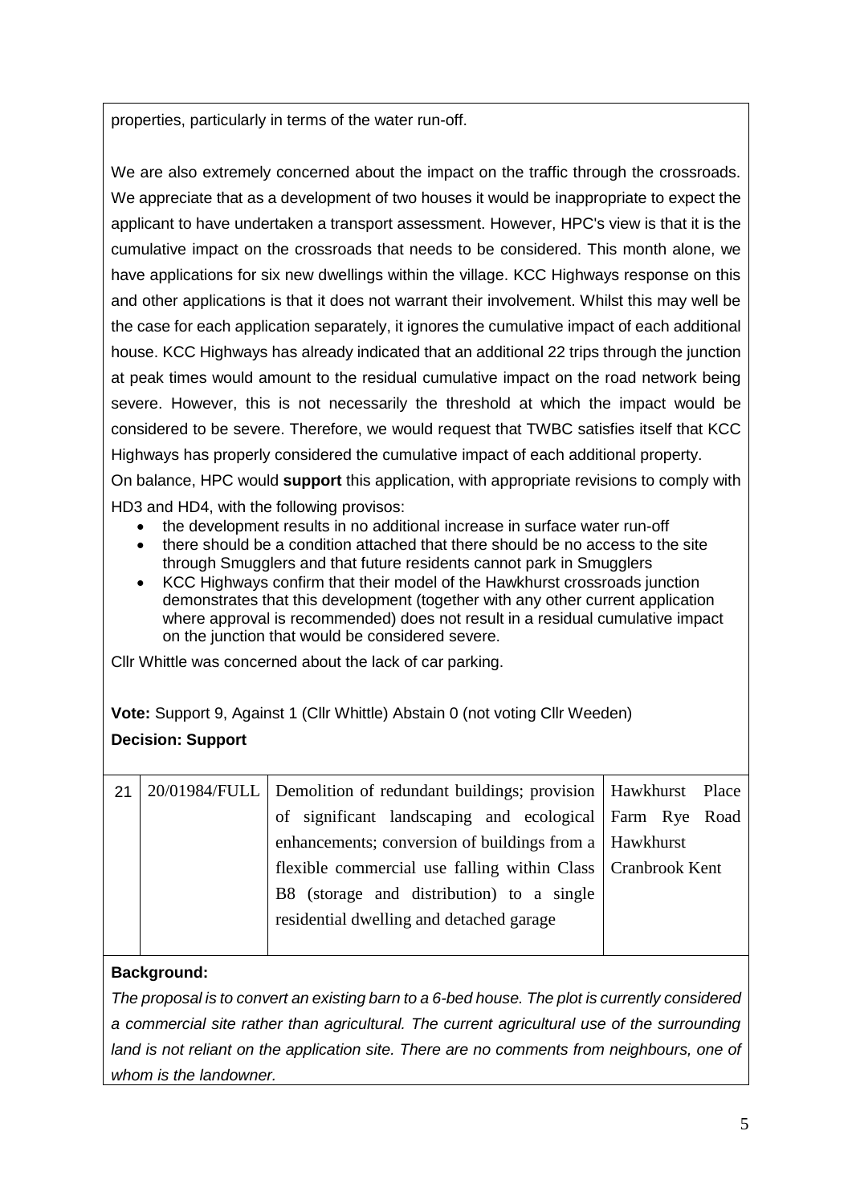properties, particularly in terms of the water run-off.

We are also extremely concerned about the impact on the traffic through the crossroads. We appreciate that as a development of two houses it would be inappropriate to expect the applicant to have undertaken a transport assessment. However, HPC's view is that it is the cumulative impact on the crossroads that needs to be considered. This month alone, we have applications for six new dwellings within the village. KCC Highways response on this and other applications is that it does not warrant their involvement. Whilst this may well be the case for each application separately, it ignores the cumulative impact of each additional house. KCC Highways has already indicated that an additional 22 trips through the junction at peak times would amount to the residual cumulative impact on the road network being severe. However, this is not necessarily the threshold at which the impact would be considered to be severe. Therefore, we would request that TWBC satisfies itself that KCC Highways has properly considered the cumulative impact of each additional property.

On balance, HPC would **support** this application, with appropriate revisions to comply with HD3 and HD4, with the following provisos:

- the development results in no additional increase in surface water run-off
- there should be a condition attached that there should be no access to the site through Smugglers and that future residents cannot park in Smugglers
- KCC Highways confirm that their model of the Hawkhurst crossroads junction demonstrates that this development (together with any other current application where approval is recommended) does not result in a residual cumulative impact on the junction that would be considered severe.

Cllr Whittle was concerned about the lack of car parking.

**Vote:** Support 9, Against 1 (Cllr Whittle) Abstain 0 (not voting Cllr Weeden)

**Decision: Support**

| 21 | 20/01984/FULL | Demolition of redundant buildings; provision of significant landscaping and ecological enhancements; conversion of buildings from a flexible commercial use falling within Class B8 (storage and distribution) to a single residential dwelling and detached garage | Hawkhurst Place Farm Rye Road Hawkhurst Cranbrook Kent |
|---|---|---|---|

**Background:**

*The proposal is to convert an existing barn to a 6-bed house. The plot is currently considered a commercial site rather than agricultural. The current agricultural use of the surrounding land is not reliant on the application site. There are no comments from neighbours, one of whom is the landowner.*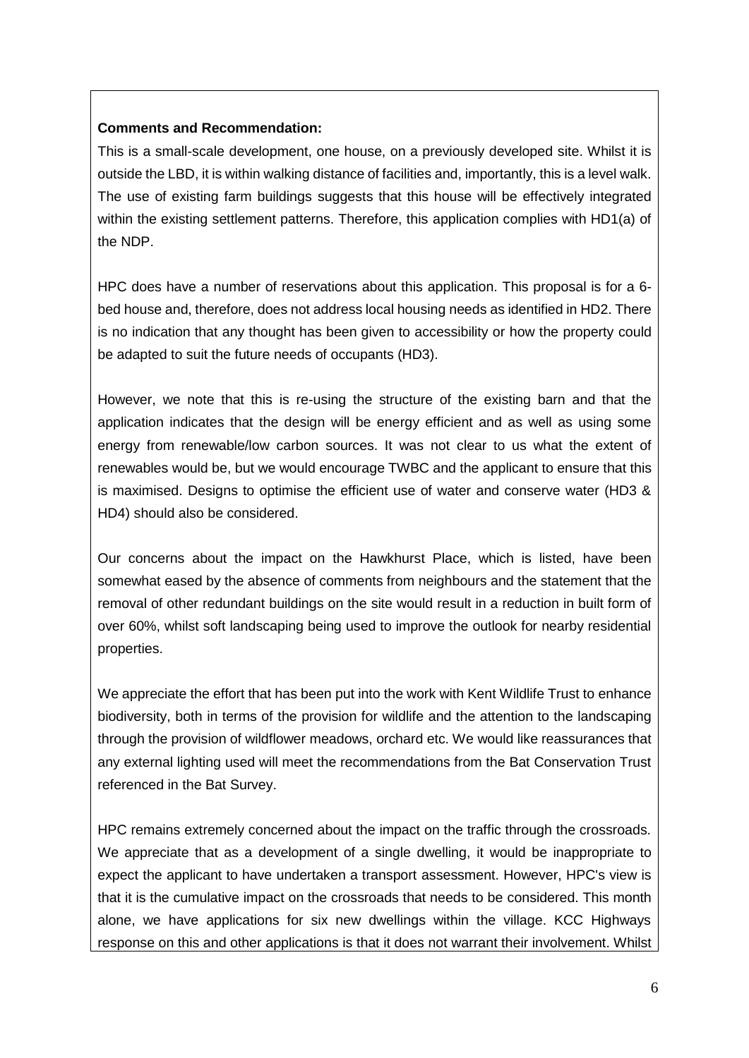**Comments and Recommendation:**

This is a small-scale development, one house, on a previously developed site. Whilst it is outside the LBD, it is within walking distance of facilities and, importantly, this is a level walk. The use of existing farm buildings suggests that this house will be effectively integrated within the existing settlement patterns. Therefore, this application complies with HD1(a) of the NDP.

HPC does have a number of reservations about this application. This proposal is for a 6-bed house and, therefore, does not address local housing needs as identified in HD2. There is no indication that any thought has been given to accessibility or how the property could be adapted to suit the future needs of occupants (HD3).

However, we note that this is re-using the structure of the existing barn and that the application indicates that the design will be energy efficient and as well as using some energy from renewable/low carbon sources. It was not clear to us what the extent of renewables would be, but we would encourage TWBC and the applicant to ensure that this is maximised. Designs to optimise the efficient use of water and conserve water (HD3 & HD4) should also be considered.

Our concerns about the impact on the Hawkhurst Place, which is listed, have been somewhat eased by the absence of comments from neighbours and the statement that the removal of other redundant buildings on the site would result in a reduction in built form of over 60%, whilst soft landscaping being used to improve the outlook for nearby residential properties.

We appreciate the effort that has been put into the work with Kent Wildlife Trust to enhance biodiversity, both in terms of the provision for wildlife and the attention to the landscaping through the provision of wildflower meadows, orchard etc. We would like reassurances that any external lighting used will meet the recommendations from the Bat Conservation Trust referenced in the Bat Survey.

HPC remains extremely concerned about the impact on the traffic through the crossroads. We appreciate that as a development of a single dwelling, it would be inappropriate to expect the applicant to have undertaken a transport assessment. However, HPC's view is that it is the cumulative impact on the crossroads that needs to be considered. This month alone, we have applications for six new dwellings within the village. KCC Highways response on this and other applications is that it does not warrant their involvement. Whilst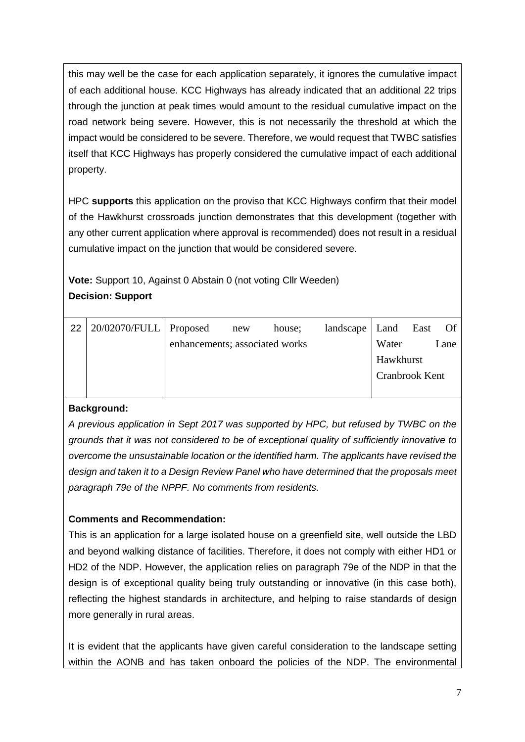this may well be the case for each application separately, it ignores the cumulative impact of each additional house. KCC Highways has already indicated that an additional 22 trips through the junction at peak times would amount to the residual cumulative impact on the road network being severe. However, this is not necessarily the threshold at which the impact would be considered to be severe. Therefore, we would request that TWBC satisfies itself that KCC Highways has properly considered the cumulative impact of each additional property.

HPC **supports** this application on the proviso that KCC Highways confirm that their model of the Hawkhurst crossroads junction demonstrates that this development (together with any other current application where approval is recommended) does not result in a residual cumulative impact on the junction that would be considered severe.

**Vote:** Support 10, Against 0 Abstain 0 (not voting Cllr Weeden)
**Decision: Support**

| 22 | 20/02070/FULL | Proposed new house; landscape enhancements; associated works | Land East Of Water Lane Hawkhurst Cranbrook Kent |
|---|---|---|---|

**Background:**

*A previous application in Sept 2017 was supported by HPC, but refused by TWBC on the grounds that it was not considered to be of exceptional quality of sufficiently innovative to overcome the unsustainable location or the identified harm. The applicants have revised the design and taken it to a Design Review Panel who have determined that the proposals meet paragraph 79e of the NPPF. No comments from residents.*

**Comments and Recommendation:**

This is an application for a large isolated house on a greenfield site, well outside the LBD and beyond walking distance of facilities. Therefore, it does not comply with either HD1 or HD2 of the NDP. However, the application relies on paragraph 79e of the NDP in that the design is of exceptional quality being truly outstanding or innovative (in this case both), reflecting the highest standards in architecture, and helping to raise standards of design more generally in rural areas.

It is evident that the applicants have given careful consideration to the landscape setting within the AONB and has taken onboard the policies of the NDP. The environmental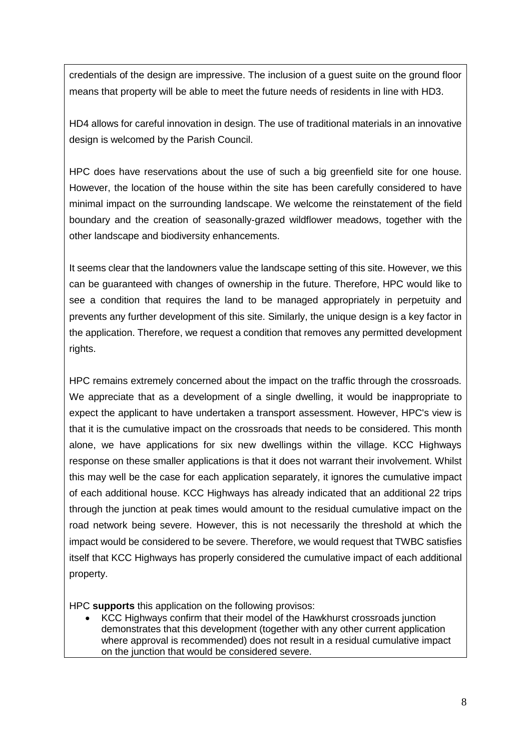credentials of the design are impressive. The inclusion of a guest suite on the ground floor means that property will be able to meet the future needs of residents in line with HD3.

HD4 allows for careful innovation in design. The use of traditional materials in an innovative design is welcomed by the Parish Council.

HPC does have reservations about the use of such a big greenfield site for one house. However, the location of the house within the site has been carefully considered to have minimal impact on the surrounding landscape. We welcome the reinstatement of the field boundary and the creation of seasonally-grazed wildflower meadows, together with the other landscape and biodiversity enhancements.

It seems clear that the landowners value the landscape setting of this site. However, we this can be guaranteed with changes of ownership in the future. Therefore, HPC would like to see a condition that requires the land to be managed appropriately in perpetuity and prevents any further development of this site. Similarly, the unique design is a key factor in the application. Therefore, we request a condition that removes any permitted development rights.

HPC remains extremely concerned about the impact on the traffic through the crossroads. We appreciate that as a development of a single dwelling, it would be inappropriate to expect the applicant to have undertaken a transport assessment. However, HPC's view is that it is the cumulative impact on the crossroads that needs to be considered. This month alone, we have applications for six new dwellings within the village. KCC Highways response on these smaller applications is that it does not warrant their involvement. Whilst this may well be the case for each application separately, it ignores the cumulative impact of each additional house. KCC Highways has already indicated that an additional 22 trips through the junction at peak times would amount to the residual cumulative impact on the road network being severe. However, this is not necessarily the threshold at which the impact would be considered to be severe. Therefore, we would request that TWBC satisfies itself that KCC Highways has properly considered the cumulative impact of each additional property.

HPC **supports** this application on the following provisos:

- KCC Highways confirm that their model of the Hawkhurst crossroads junction demonstrates that this development (together with any other current application where approval is recommended) does not result in a residual cumulative impact on the junction that would be considered severe.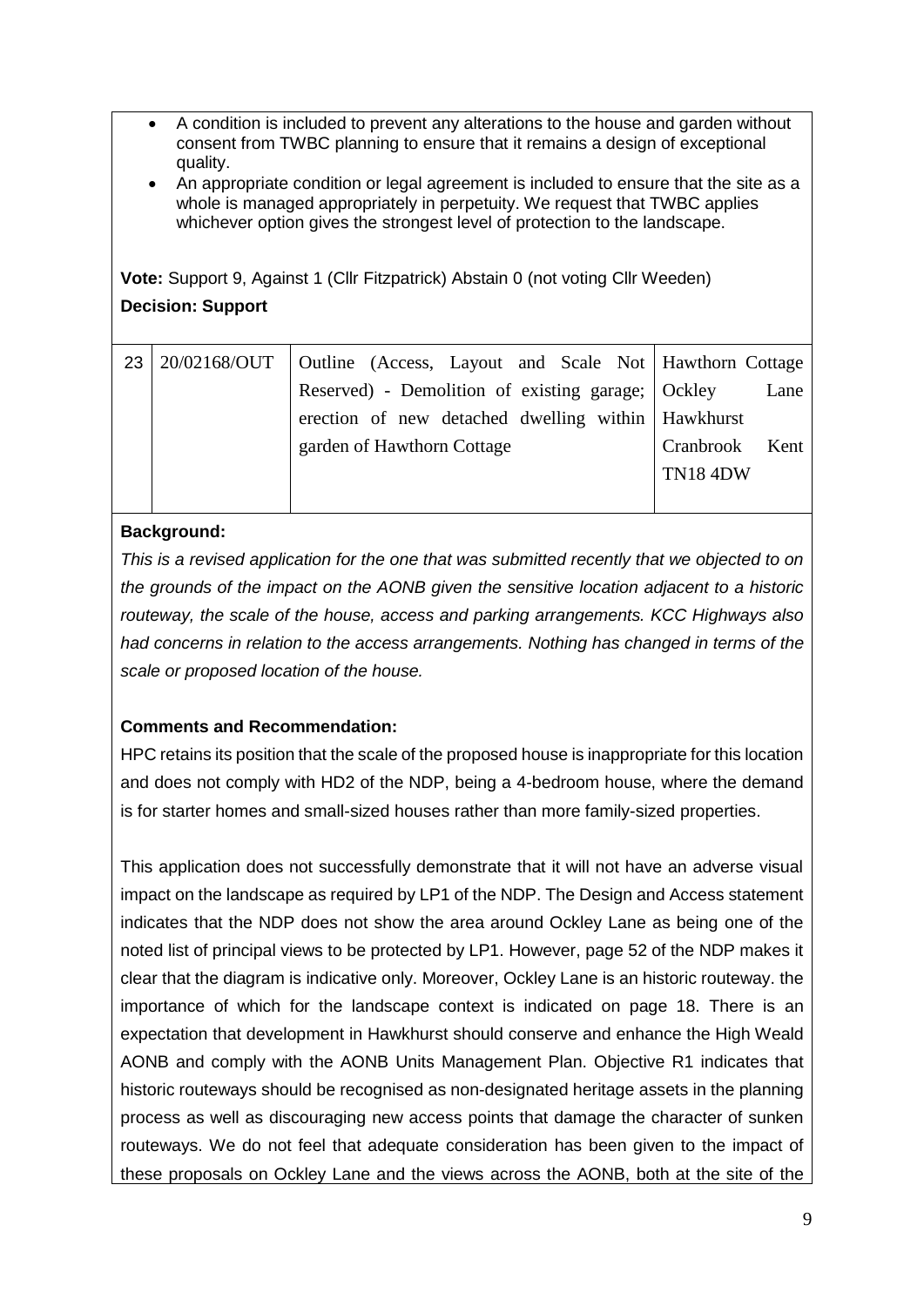- A condition is included to prevent any alterations to the house and garden without consent from TWBC planning to ensure that it remains a design of exceptional quality.
- An appropriate condition or legal agreement is included to ensure that the site as a whole is managed appropriately in perpetuity. We request that TWBC applies whichever option gives the strongest level of protection to the landscape.

**Vote:** Support 9, Against 1 (Cllr Fitzpatrick) Abstain 0 (not voting Cllr Weeden)

**Decision: Support**

| 23 | 20/02168/OUT | Outline (Access, Layout and Scale Not Reserved) - Demolition of existing garage; erection of new detached dwelling within garden of Hawthorn Cottage | Hawthorn Cottage Ockley Lane Hawkhurst Cranbrook Kent TN18 4DW |
|---|---|---|---|

**Background:**

*This is a revised application for the one that was submitted recently that we objected to on the grounds of the impact on the AONB given the sensitive location adjacent to a historic routeway, the scale of the house, access and parking arrangements. KCC Highways also had concerns in relation to the access arrangements. Nothing has changed in terms of the scale or proposed location of the house.*

**Comments and Recommendation:**

HPC retains its position that the scale of the proposed house is inappropriate for this location and does not comply with HD2 of the NDP, being a 4-bedroom house, where the demand is for starter homes and small-sized houses rather than more family-sized properties.

This application does not successfully demonstrate that it will not have an adverse visual impact on the landscape as required by LP1 of the NDP. The Design and Access statement indicates that the NDP does not show the area around Ockley Lane as being one of the noted list of principal views to be protected by LP1. However, page 52 of the NDP makes it clear that the diagram is indicative only. Moreover, Ockley Lane is an historic routeway. the importance of which for the landscape context is indicated on page 18. There is an expectation that development in Hawkhurst should conserve and enhance the High Weald AONB and comply with the AONB Units Management Plan. Objective R1 indicates that historic routeways should be recognised as non-designated heritage assets in the planning process as well as discouraging new access points that damage the character of sunken routeways. We do not feel that adequate consideration has been given to the impact of these proposals on Ockley Lane and the views across the AONB, both at the site of the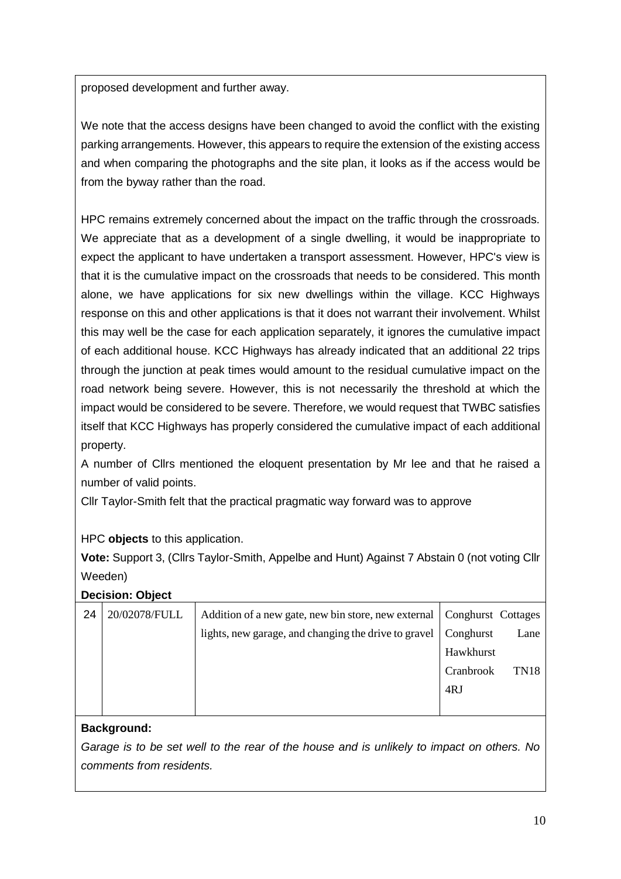proposed development and further away.

We note that the access designs have been changed to avoid the conflict with the existing parking arrangements. However, this appears to require the extension of the existing access and when comparing the photographs and the site plan, it looks as if the access would be from the byway rather than the road.

HPC remains extremely concerned about the impact on the traffic through the crossroads. We appreciate that as a development of a single dwelling, it would be inappropriate to expect the applicant to have undertaken a transport assessment. However, HPC's view is that it is the cumulative impact on the crossroads that needs to be considered. This month alone, we have applications for six new dwellings within the village. KCC Highways response on this and other applications is that it does not warrant their involvement. Whilst this may well be the case for each application separately, it ignores the cumulative impact of each additional house. KCC Highways has already indicated that an additional 22 trips through the junction at peak times would amount to the residual cumulative impact on the road network being severe. However, this is not necessarily the threshold at which the impact would be considered to be severe. Therefore, we would request that TWBC satisfies itself that KCC Highways has properly considered the cumulative impact of each additional property.

A number of Cllrs mentioned the eloquent presentation by Mr lee and that he raised a number of valid points.

Cllr Taylor-Smith felt that the practical pragmatic way forward was to approve

HPC **objects** to this application.

**Vote:** Support 3, (Cllrs Taylor-Smith, Appelbe and Hunt) Against 7 Abstain 0 (not voting Cllr Weeden)

**Decision: Object**

| 24 | 20/02078/FULL | Addition of a new gate, new bin store, new external lights, new garage, and changing the drive to gravel | Conghurst Cottages Conghurst Lane Hawkhurst Cranbrook TN18 4RJ |
|---|---|---|---|

**Background:**

*Garage is to be set well to the rear of the house and is unlikely to impact on others. No comments from residents.*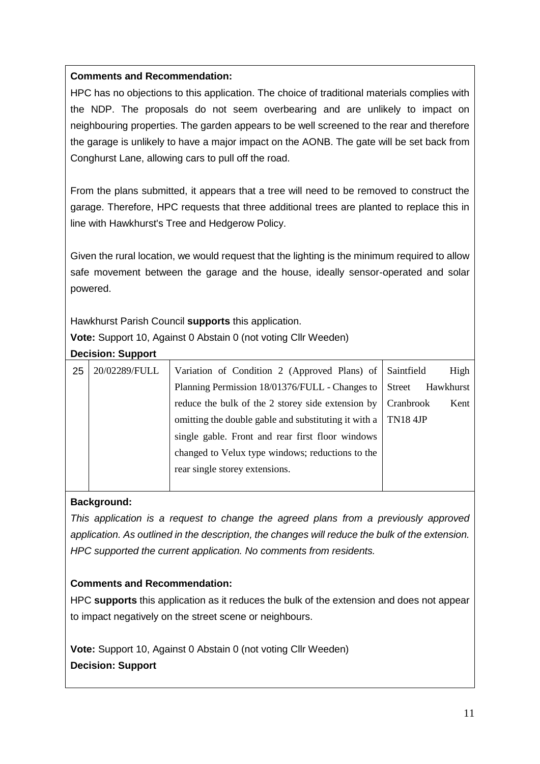**Comments and Recommendation:**

HPC has no objections to this application. The choice of traditional materials complies with the NDP. The proposals do not seem overbearing and are unlikely to impact on neighbouring properties. The garden appears to be well screened to the rear and therefore the garage is unlikely to have a major impact on the AONB. The gate will be set back from Conghurst Lane, allowing cars to pull off the road.

From the plans submitted, it appears that a tree will need to be removed to construct the garage. Therefore, HPC requests that three additional trees are planted to replace this in line with Hawkhurst's Tree and Hedgerow Policy.

Given the rural location, we would request that the lighting is the minimum required to allow safe movement between the garage and the house, ideally sensor-operated and solar powered.

Hawkhurst Parish Council **supports** this application.

**Vote:** Support 10, Against 0 Abstain 0 (not voting Cllr Weeden)

**Decision: Support**

| 25 | 20/02289/FULL | Variation of Condition 2 (Approved Plans) of Planning Permission 18/01376/FULL - Changes to reduce the bulk of the 2 storey side extension by omitting the double gable and substituting it with a single gable. Front and rear first floor windows changed to Velux type windows; reductions to the rear single storey extensions. | Saintfield High Street Hawkhurst Cranbrook Kent TN18 4JP |
|---|---|---|---|

**Background:**

*This application is a request to change the agreed plans from a previously approved application. As outlined in the description, the changes will reduce the bulk of the extension. HPC supported the current application. No comments from residents.*

**Comments and Recommendation:**

HPC **supports** this application as it reduces the bulk of the extension and does not appear to impact negatively on the street scene or neighbours.

**Vote:** Support 10, Against 0 Abstain 0 (not voting Cllr Weeden)

**Decision: Support**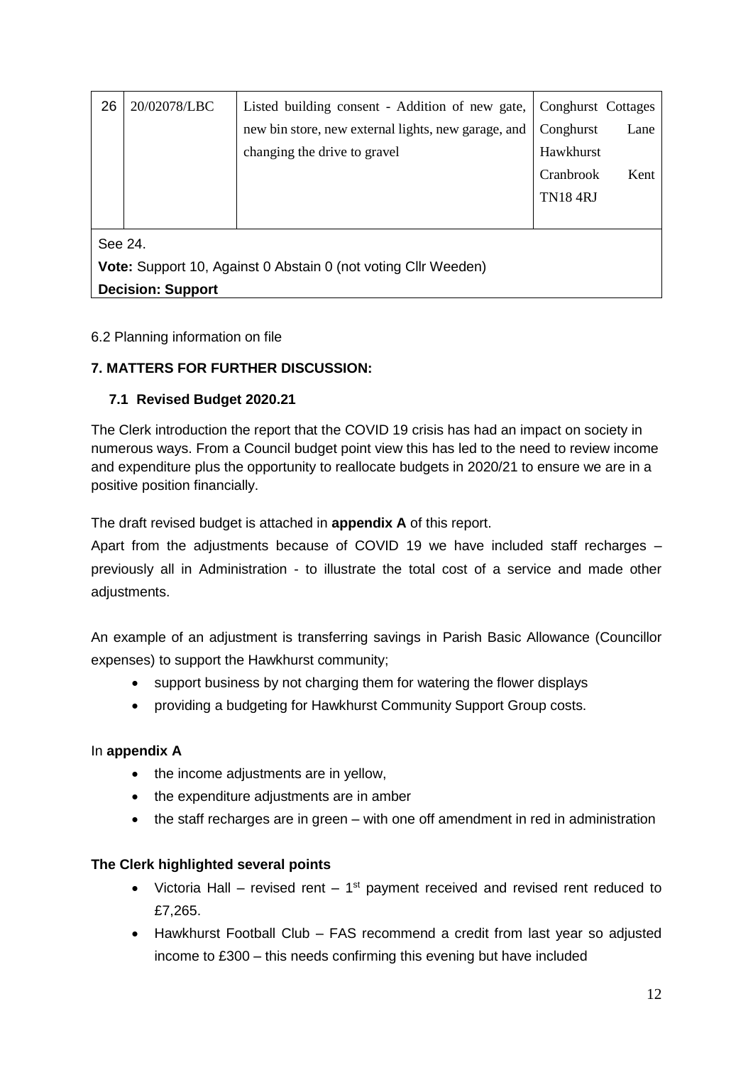| 26 | 20/02078/LBC | Listed building consent - Addition of new gate, new bin store, new external lights, new garage, and changing the drive to gravel | Conghurst Cottages Conghurst Lane Hawkhurst Cranbrook Kent TN18 4RJ |
|---|---|---|---|
| See 24. **Vote:** Support 10, Against 0 Abstain 0 (not voting Cllr Weeden) **Decision: Support** | | | |

6.2 Planning information on file

**7. MATTERS FOR FURTHER DISCUSSION:**

**7.1 Revised Budget 2020.21**

The Clerk introduction the report that the COVID 19 crisis has had an impact on society in numerous ways. From a Council budget point view this has led to the need to review income and expenditure plus the opportunity to reallocate budgets in 2020/21 to ensure we are in a positive position financially.

The draft revised budget is attached in **appendix A** of this report.

Apart from the adjustments because of COVID 19 we have included staff recharges – previously all in Administration - to illustrate the total cost of a service and made other adjustments.

An example of an adjustment is transferring savings in Parish Basic Allowance (Councillor expenses) to support the Hawkhurst community;

- support business by not charging them for watering the flower displays
- providing a budgeting for Hawkhurst Community Support Group costs.

In **appendix A**

- the income adjustments are in yellow,
- the expenditure adjustments are in amber
- the staff recharges are in green – with one off amendment in red in administration

**The Clerk highlighted several points**

- Victoria Hall – revised rent – 1st payment received and revised rent reduced to £7,265.
- Hawkhurst Football Club – FAS recommend a credit from last year so adjusted income to £300 – this needs confirming this evening but have included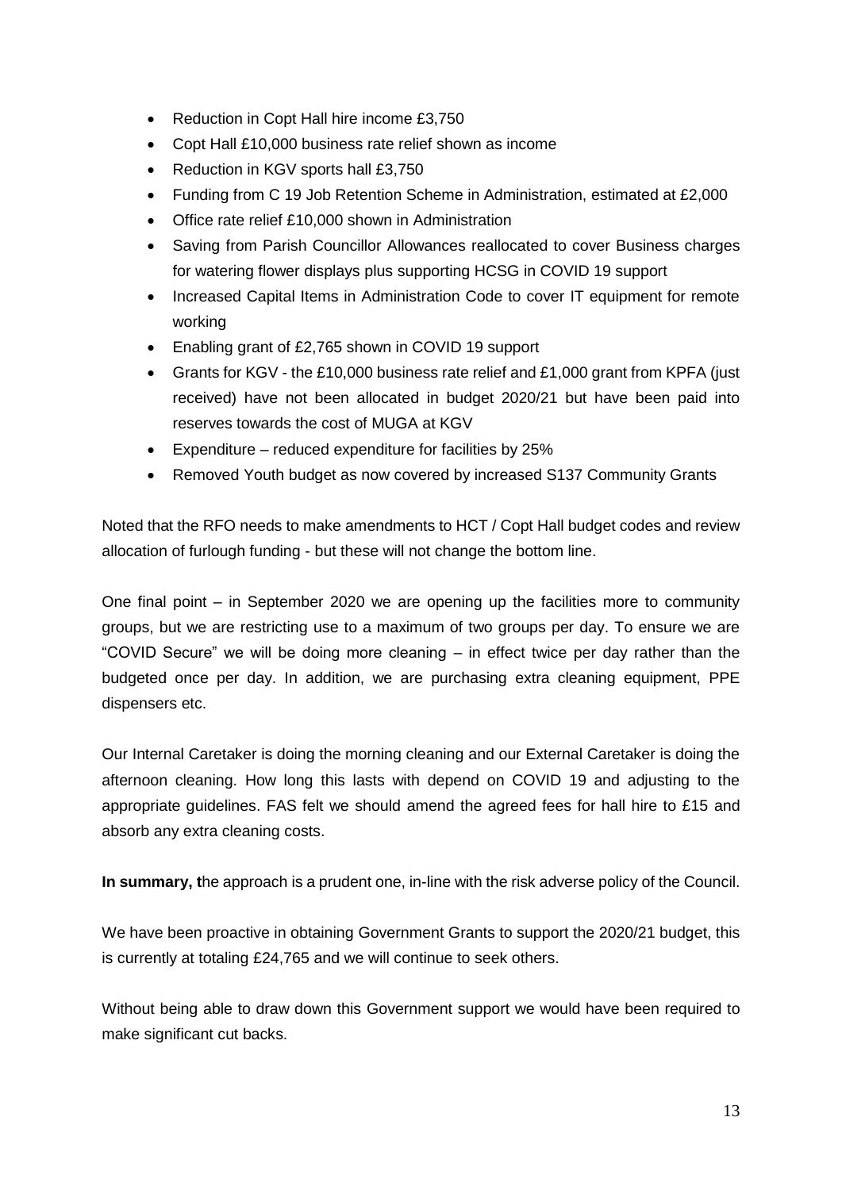- Reduction in Copt Hall hire income £3,750
- Copt Hall £10,000 business rate relief shown as income
- Reduction in KGV sports hall £3,750
- Funding from C 19 Job Retention Scheme in Administration, estimated at £2,000
- Office rate relief £10,000 shown in Administration
- Saving from Parish Councillor Allowances reallocated to cover Business charges for watering flower displays plus supporting HCSG in COVID 19 support
- Increased Capital Items in Administration Code to cover IT equipment for remote working
- Enabling grant of £2,765 shown in COVID 19 support
- Grants for KGV - the £10,000 business rate relief and £1,000 grant from KPFA (just received) have not been allocated in budget 2020/21 but have been paid into reserves towards the cost of MUGA at KGV
- Expenditure – reduced expenditure for facilities by 25%
- Removed Youth budget as now covered by increased S137 Community Grants

Noted that the RFO needs to make amendments to HCT / Copt Hall budget codes and review allocation of furlough funding - but these will not change the bottom line.

One final point – in September 2020 we are opening up the facilities more to community groups, but we are restricting use to a maximum of two groups per day. To ensure we are "COVID Secure" we will be doing more cleaning – in effect twice per day rather than the budgeted once per day. In addition, we are purchasing extra cleaning equipment, PPE dispensers etc.

Our Internal Caretaker is doing the morning cleaning and our External Caretaker is doing the afternoon cleaning. How long this lasts with depend on COVID 19 and adjusting to the appropriate guidelines. FAS felt we should amend the agreed fees for hall hire to £15 and absorb any extra cleaning costs.

**In summary, t**he approach is a prudent one, in-line with the risk adverse policy of the Council.

We have been proactive in obtaining Government Grants to support the 2020/21 budget, this is currently at totaling £24,765 and we will continue to seek others.

Without being able to draw down this Government support we would have been required to make significant cut backs.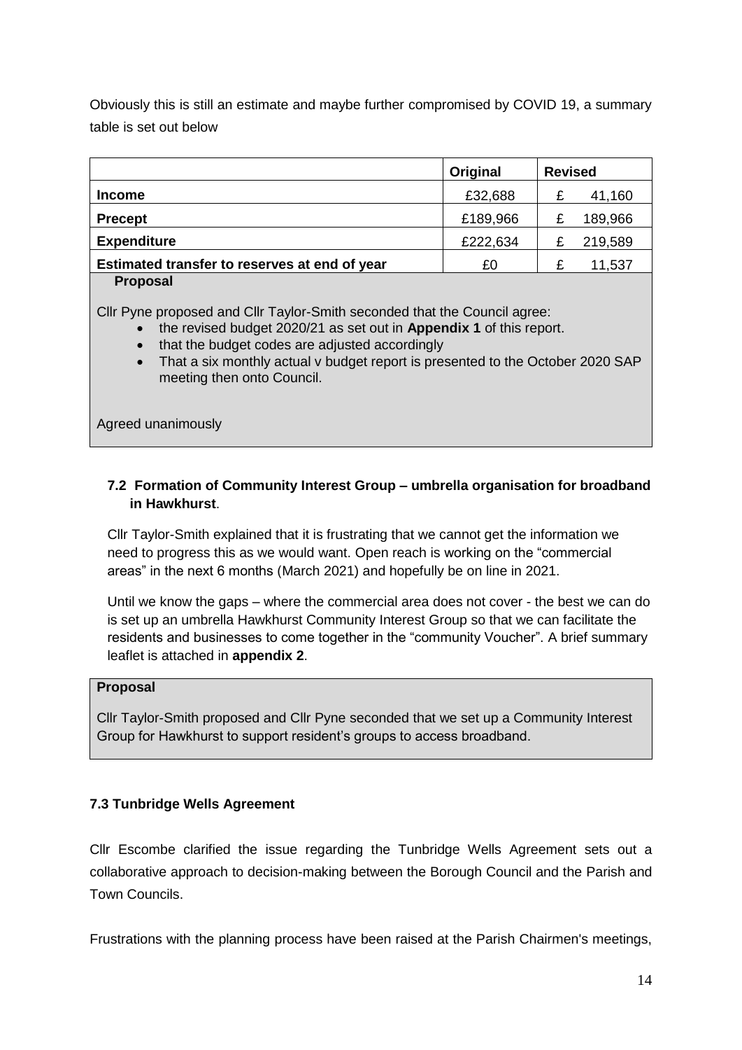Obviously this is still an estimate and maybe further compromised by COVID 19, a summary table is set out below

| | Original | Revised |
|---|---|---|
| **Income** | £32,688 | £ 41,160 |
| **Precept** | £189,966 | £ 189,966 |
| **Expenditure** | £222,634 | £ 219,589 |
| **Estimated transfer to reserves at end of year** | £0 | £ 11,537 |

**Proposal**

Cllr Pyne proposed and Cllr Taylor-Smith seconded that the Council agree:

- the revised budget 2020/21 as set out in **Appendix 1** of this report.
- that the budget codes are adjusted accordingly
- That a six monthly actual v budget report is presented to the October 2020 SAP meeting then onto Council.

Agreed unanimously

### 7.2 Formation of Community Interest Group – umbrella organisation for broadband in Hawkhurst.

Cllr Taylor-Smith explained that it is frustrating that we cannot get the information we need to progress this as we would want. Open reach is working on the "commercial areas" in the next 6 months (March 2021) and hopefully be on line in 2021.

Until we know the gaps – where the commercial area does not cover - the best we can do is set up an umbrella Hawkhurst Community Interest Group so that we can facilitate the residents and businesses to come together in the "community Voucher". A brief summary leaflet is attached in **appendix 2**.

**Proposal**

Cllr Taylor-Smith proposed and Cllr Pyne seconded that we set up a Community Interest Group for Hawkhurst to support resident's groups to access broadband.

### 7.3 Tunbridge Wells Agreement

Cllr Escombe clarified the issue regarding the Tunbridge Wells Agreement sets out a collaborative approach to decision-making between the Borough Council and the Parish and Town Councils.

Frustrations with the planning process have been raised at the Parish Chairmen's meetings,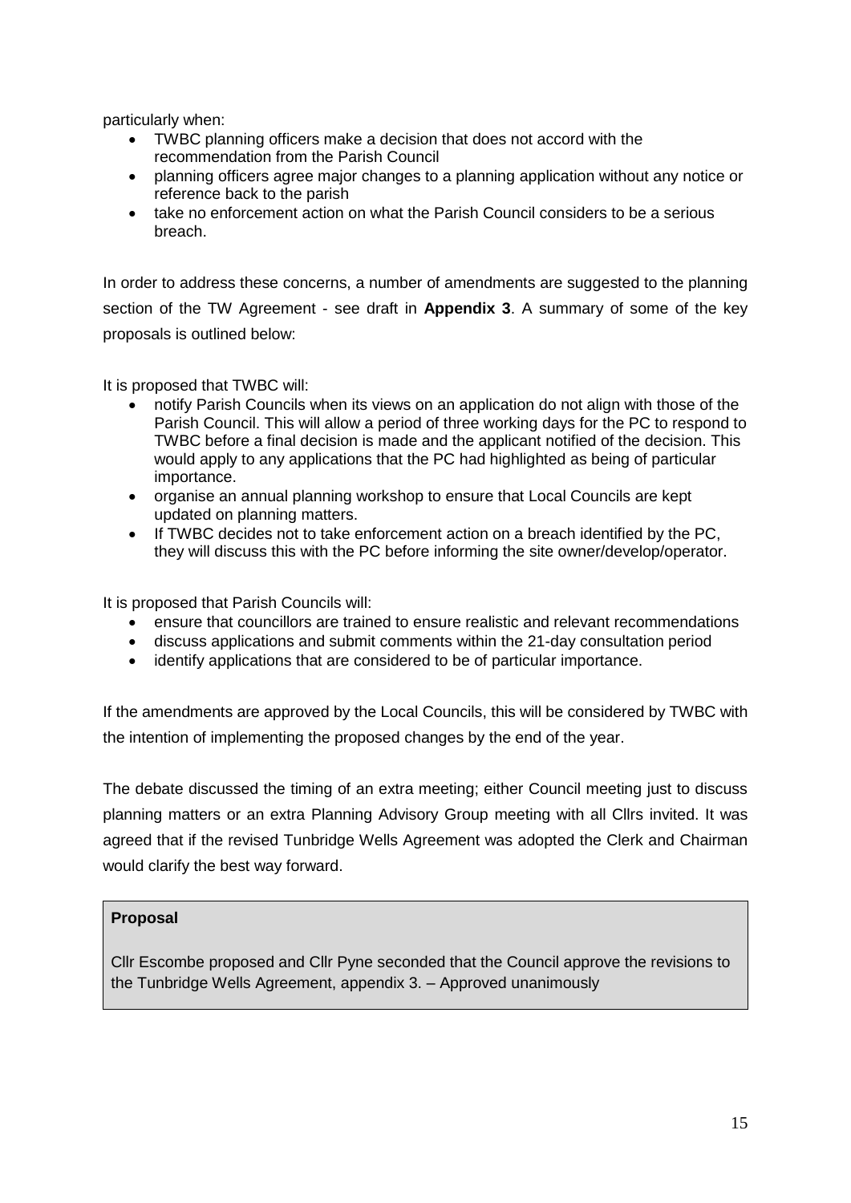particularly when:

- TWBC planning officers make a decision that does not accord with the recommendation from the Parish Council
- planning officers agree major changes to a planning application without any notice or reference back to the parish
- take no enforcement action on what the Parish Council considers to be a serious breach.

In order to address these concerns, a number of amendments are suggested to the planning section of the TW Agreement - see draft in **Appendix 3**. A summary of some of the key proposals is outlined below:

It is proposed that TWBC will:

- notify Parish Councils when its views on an application do not align with those of the Parish Council. This will allow a period of three working days for the PC to respond to TWBC before a final decision is made and the applicant notified of the decision. This would apply to any applications that the PC had highlighted as being of particular importance.
- organise an annual planning workshop to ensure that Local Councils are kept updated on planning matters.
- If TWBC decides not to take enforcement action on a breach identified by the PC, they will discuss this with the PC before informing the site owner/develop/operator.

It is proposed that Parish Councils will:

- ensure that councillors are trained to ensure realistic and relevant recommendations
- discuss applications and submit comments within the 21-day consultation period
- identify applications that are considered to be of particular importance.

If the amendments are approved by the Local Councils, this will be considered by TWBC with the intention of implementing the proposed changes by the end of the year.

The debate discussed the timing of an extra meeting; either Council meeting just to discuss planning matters or an extra Planning Advisory Group meeting with all Cllrs invited. It was agreed that if the revised Tunbridge Wells Agreement was adopted the Clerk and Chairman would clarify the best way forward.

**Proposal**

Cllr Escombe proposed and Cllr Pyne seconded that the Council approve the revisions to the Tunbridge Wells Agreement, appendix 3. – Approved unanimously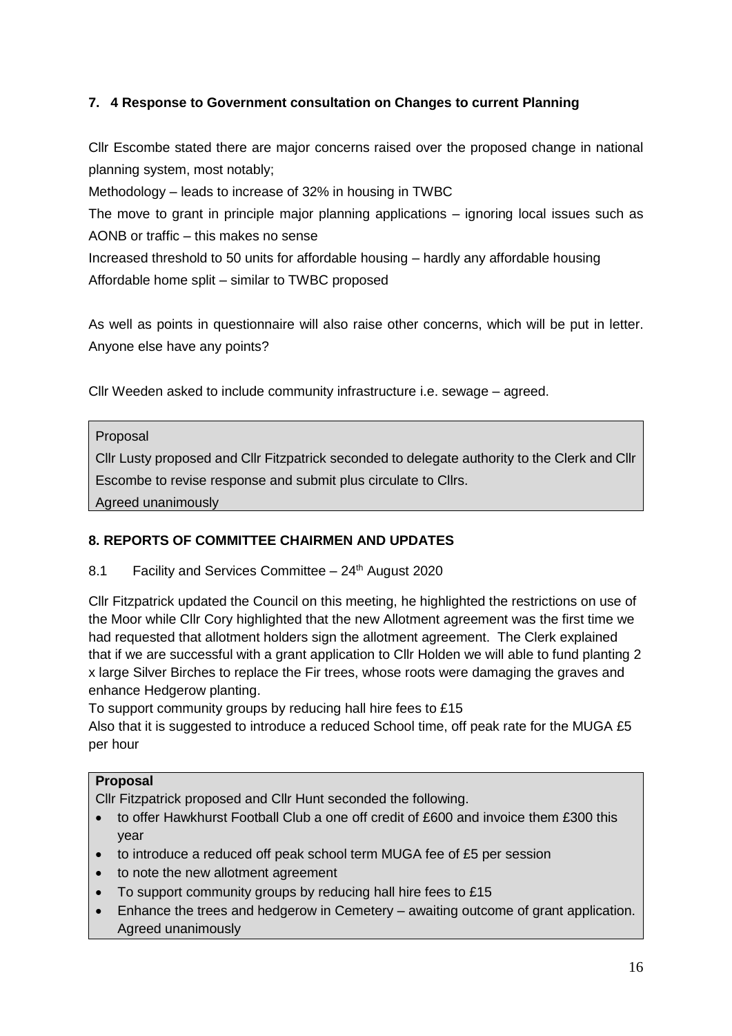### 7. 4 Response to Government consultation on Changes to current Planning

Cllr Escombe stated there are major concerns raised over the proposed change in national planning system, most notably;

Methodology – leads to increase of 32% in housing in TWBC

The move to grant in principle major planning applications – ignoring local issues such as AONB or traffic – this makes no sense

Increased threshold to 50 units for affordable housing – hardly any affordable housing

Affordable home split – similar to TWBC proposed

As well as points in questionnaire will also raise other concerns, which will be put in letter. Anyone else have any points?

Cllr Weeden asked to include community infrastructure i.e. sewage – agreed.

> Proposal
>
> Cllr Lusty proposed and Cllr Fitzpatrick seconded to delegate authority to the Clerk and Cllr Escombe to revise response and submit plus circulate to Cllrs.
>
> Agreed unanimously

### 8. REPORTS OF COMMITTEE CHAIRMEN AND UPDATES

8.1 Facility and Services Committee – 24th August 2020

Cllr Fitzpatrick updated the Council on this meeting, he highlighted the restrictions on use of the Moor while Cllr Cory highlighted that the new Allotment agreement was the first time we had requested that allotment holders sign the allotment agreement. The Clerk explained that if we are successful with a grant application to Cllr Holden we will able to fund planting 2 x large Silver Birches to replace the Fir trees, whose roots were damaging the graves and enhance Hedgerow planting.

To support community groups by reducing hall hire fees to £15

Also that it is suggested to introduce a reduced School time, off peak rate for the MUGA £5 per hour

> **Proposal**
>
> Cllr Fitzpatrick proposed and Cllr Hunt seconded the following.
>
> - to offer Hawkhurst Football Club a one off credit of £600 and invoice them £300 this year
> - to introduce a reduced off peak school term MUGA fee of £5 per session
> - to note the new allotment agreement
> - To support community groups by reducing hall hire fees to £15
> - Enhance the trees and hedgerow in Cemetery – awaiting outcome of grant application. Agreed unanimously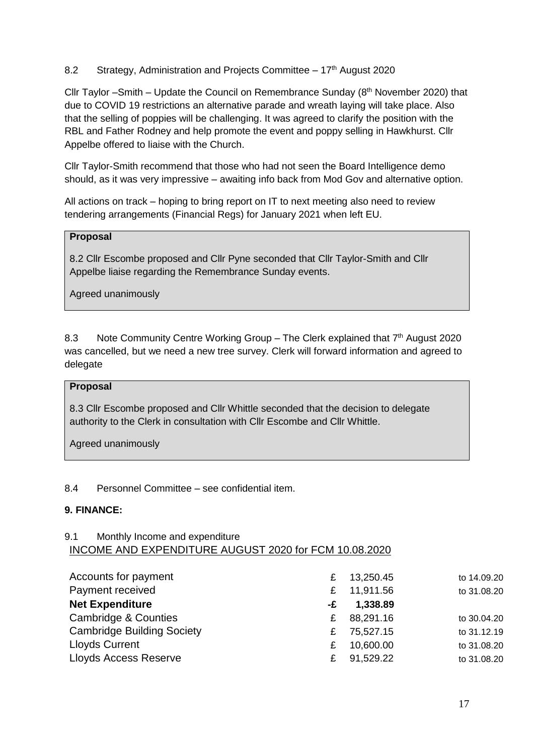8.2 Strategy, Administration and Projects Committee – 17th August 2020

Cllr Taylor –Smith – Update the Council on Remembrance Sunday (8th November 2020) that due to COVID 19 restrictions an alternative parade and wreath laying will take place. Also that the selling of poppies will be challenging. It was agreed to clarify the position with the RBL and Father Rodney and help promote the event and poppy selling in Hawkhurst. Cllr Appelbe offered to liaise with the Church.

Cllr Taylor-Smith recommend that those who had not seen the Board Intelligence demo should, as it was very impressive – awaiting info back from Mod Gov and alternative option.

All actions on track – hoping to bring report on IT to next meeting also need to review tendering arrangements (Financial Regs) for January 2021 when left EU.

**Proposal**

8.2 Cllr Escombe proposed and Cllr Pyne seconded that Cllr Taylor-Smith and Cllr Appelbe liaise regarding the Remembrance Sunday events.

Agreed unanimously

8.3 Note Community Centre Working Group – The Clerk explained that 7th August 2020 was cancelled, but we need a new tree survey. Clerk will forward information and agreed to delegate

**Proposal**

8.3 Cllr Escombe proposed and Cllr Whittle seconded that the decision to delegate authority to the Clerk in consultation with Cllr Escombe and Cllr Whittle.

Agreed unanimously

8.4 Personnel Committee – see confidential item.

**9. FINANCE:**

9.1 Monthly Income and expenditure

INCOME AND EXPENDITURE AUGUST 2020 for FCM 10.08.2020

| | | | |
|---|---|---|---|
| Accounts for payment | £ | 13,250.45 | to 14.09.20 |
| Payment received | £ | 11,911.56 | to 31.08.20 |
| **Net Expenditure** | **-£** | **1,338.89** | |
| Cambridge & Counties | £ | 88,291.16 | to 30.04.20 |
| Cambridge Building Society | £ | 75,527.15 | to 31.12.19 |
| Lloyds Current | £ | 10,600.00 | to 31.08.20 |
| Lloyds Access Reserve | £ | 91,529.22 | to 31.08.20 |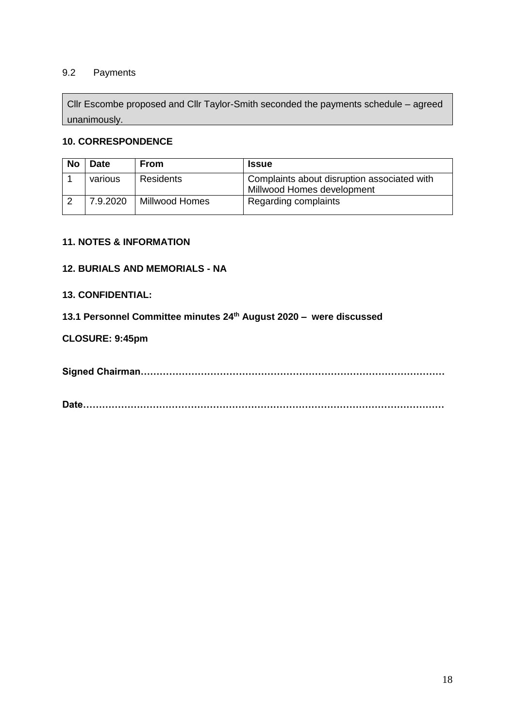9.2 Payments

Cllr Escombe proposed and Cllr Taylor-Smith seconded the payments schedule – agreed unanimously.

**10. CORRESPONDENCE**

| No | Date | From | Issue |
|---|---|---|---|
| 1 | various | Residents | Complaints about disruption associated with Millwood Homes development |
| 2 | 7.9.2020 | Millwood Homes | Regarding complaints |

**11. NOTES & INFORMATION**

**12. BURIALS AND MEMORIALS - NA**

**13. CONFIDENTIAL:**

**13.1 Personnel Committee minutes 24th August 2020 – were discussed**

**CLOSURE: 9:45pm**

**Signed Chairman……………………………………………………………………………………**

**Date………………………………………………………………………………………………………**